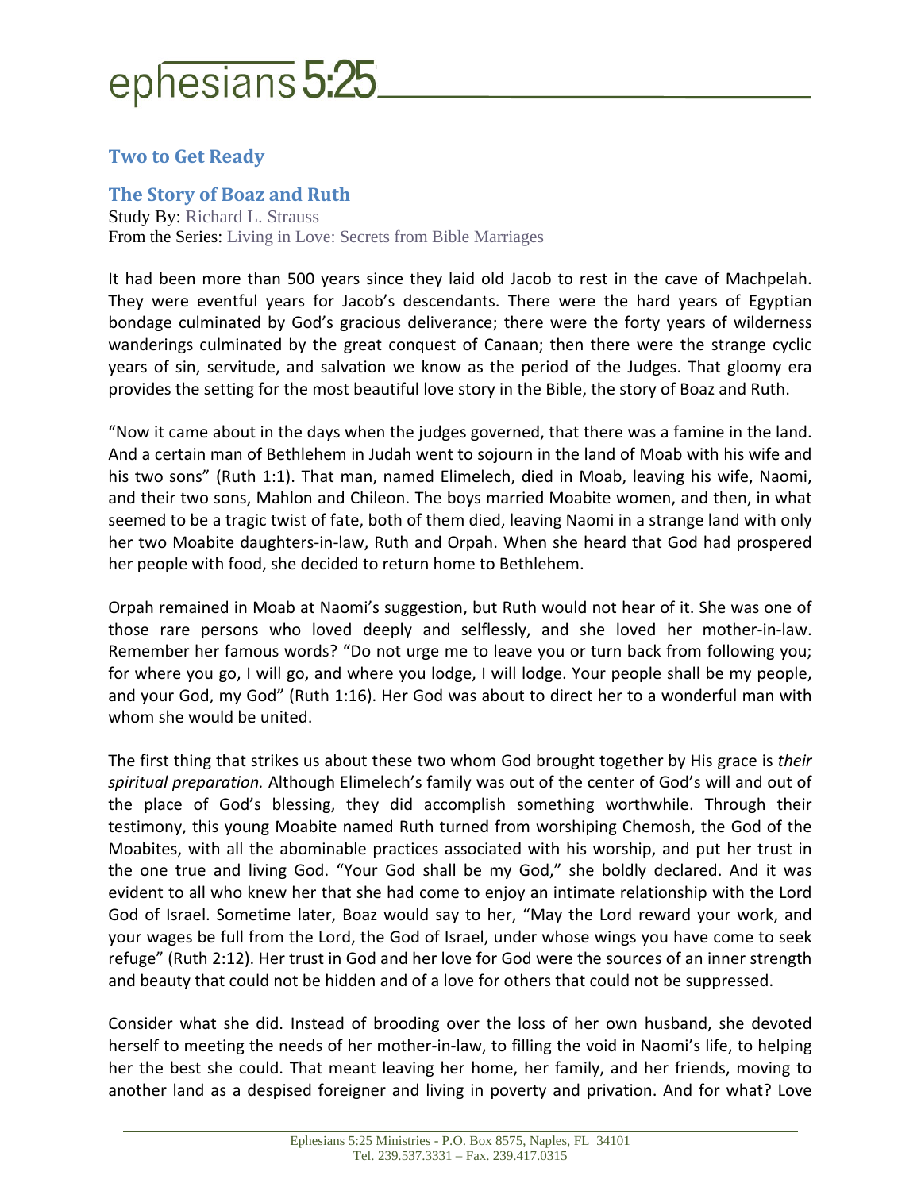# Two to Get Ready

## The Story of Boaz and Ruth

Study By: Richard L. Strauss
From the Series: Living in Love: Secrets from Bible Marriages

It had been more than 500 years since they laid old Jacob to rest in the cave of Machpelah. They were eventful years for Jacob's descendants. There were the hard years of Egyptian bondage culminated by God's gracious deliverance; there were the forty years of wilderness wanderings culminated by the great conquest of Canaan; then there were the strange cyclic years of sin, servitude, and salvation we know as the period of the Judges. That gloomy era provides the setting for the most beautiful love story in the Bible, the story of Boaz and Ruth.

"Now it came about in the days when the judges governed, that there was a famine in the land. And a certain man of Bethlehem in Judah went to sojourn in the land of Moab with his wife and his two sons" (Ruth 1:1). That man, named Elimelech, died in Moab, leaving his wife, Naomi, and their two sons, Mahlon and Chileon. The boys married Moabite women, and then, in what seemed to be a tragic twist of fate, both of them died, leaving Naomi in a strange land with only her two Moabite daughters-in-law, Ruth and Orpah. When she heard that God had prospered her people with food, she decided to return home to Bethlehem.

Orpah remained in Moab at Naomi's suggestion, but Ruth would not hear of it. She was one of those rare persons who loved deeply and selflessly, and she loved her mother-in-law. Remember her famous words? "Do not urge me to leave you or turn back from following you; for where you go, I will go, and where you lodge, I will lodge. Your people shall be my people, and your God, my God" (Ruth 1:16). Her God was about to direct her to a wonderful man with whom she would be united.

The first thing that strikes us about these two whom God brought together by His grace is *their spiritual preparation.* Although Elimelech's family was out of the center of God's will and out of the place of God's blessing, they did accomplish something worthwhile. Through their testimony, this young Moabite named Ruth turned from worshiping Chemosh, the God of the Moabites, with all the abominable practices associated with his worship, and put her trust in the one true and living God. "Your God shall be my God," she boldly declared. And it was evident to all who knew her that she had come to enjoy an intimate relationship with the Lord God of Israel. Sometime later, Boaz would say to her, "May the Lord reward your work, and your wages be full from the Lord, the God of Israel, under whose wings you have come to seek refuge" (Ruth 2:12). Her trust in God and her love for God were the sources of an inner strength and beauty that could not be hidden and of a love for others that could not be suppressed.

Consider what she did. Instead of brooding over the loss of her own husband, she devoted herself to meeting the needs of her mother-in-law, to filling the void in Naomi's life, to helping her the best she could. That meant leaving her home, her family, and her friends, moving to another land as a despised foreigner and living in poverty and privation. And for what? Love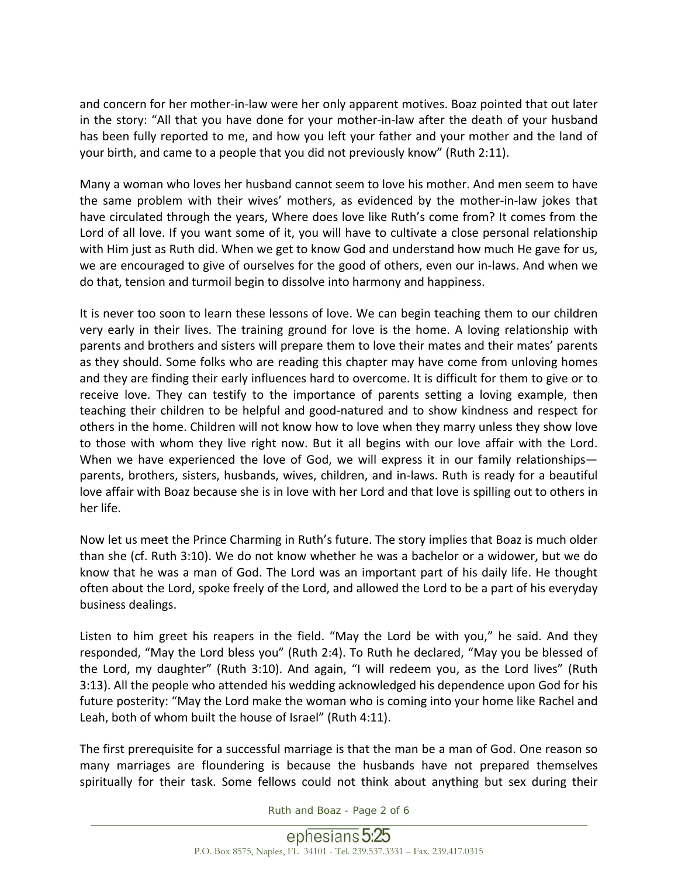and concern for her mother-in-law were her only apparent motives. Boaz pointed that out later in the story: "All that you have done for your mother-in-law after the death of your husband has been fully reported to me, and how you left your father and your mother and the land of your birth, and came to a people that you did not previously know" (Ruth 2:11).

Many a woman who loves her husband cannot seem to love his mother. And men seem to have the same problem with their wives' mothers, as evidenced by the mother-in-law jokes that have circulated through the years, Where does love like Ruth's come from? It comes from the Lord of all love. If you want some of it, you will have to cultivate a close personal relationship with Him just as Ruth did. When we get to know God and understand how much He gave for us, we are encouraged to give of ourselves for the good of others, even our in-laws. And when we do that, tension and turmoil begin to dissolve into harmony and happiness.

It is never too soon to learn these lessons of love. We can begin teaching them to our children very early in their lives. The training ground for love is the home. A loving relationship with parents and brothers and sisters will prepare them to love their mates and their mates' parents as they should. Some folks who are reading this chapter may have come from unloving homes and they are finding their early influences hard to overcome. It is difficult for them to give or to receive love. They can testify to the importance of parents setting a loving example, then teaching their children to be helpful and good-natured and to show kindness and respect for others in the home. Children will not know how to love when they marry unless they show love to those with whom they live right now. But it all begins with our love affair with the Lord. When we have experienced the love of God, we will express it in our family relationships—parents, brothers, sisters, husbands, wives, children, and in-laws. Ruth is ready for a beautiful love affair with Boaz because she is in love with her Lord and that love is spilling out to others in her life.

Now let us meet the Prince Charming in Ruth's future. The story implies that Boaz is much older than she (cf. Ruth 3:10). We do not know whether he was a bachelor or a widower, but we do know that he was a man of God. The Lord was an important part of his daily life. He thought often about the Lord, spoke freely of the Lord, and allowed the Lord to be a part of his everyday business dealings.

Listen to him greet his reapers in the field. "May the Lord be with you," he said. And they responded, "May the Lord bless you" (Ruth 2:4). To Ruth he declared, "May you be blessed of the Lord, my daughter" (Ruth 3:10). And again, "I will redeem you, as the Lord lives" (Ruth 3:13). All the people who attended his wedding acknowledged his dependence upon God for his future posterity: "May the Lord make the woman who is coming into your home like Rachel and Leah, both of whom built the house of Israel" (Ruth 4:11).

The first prerequisite for a successful marriage is that the man be a man of God. One reason so many marriages are floundering is because the husbands have not prepared themselves spiritually for their task. Some fellows could not think about anything but sex during their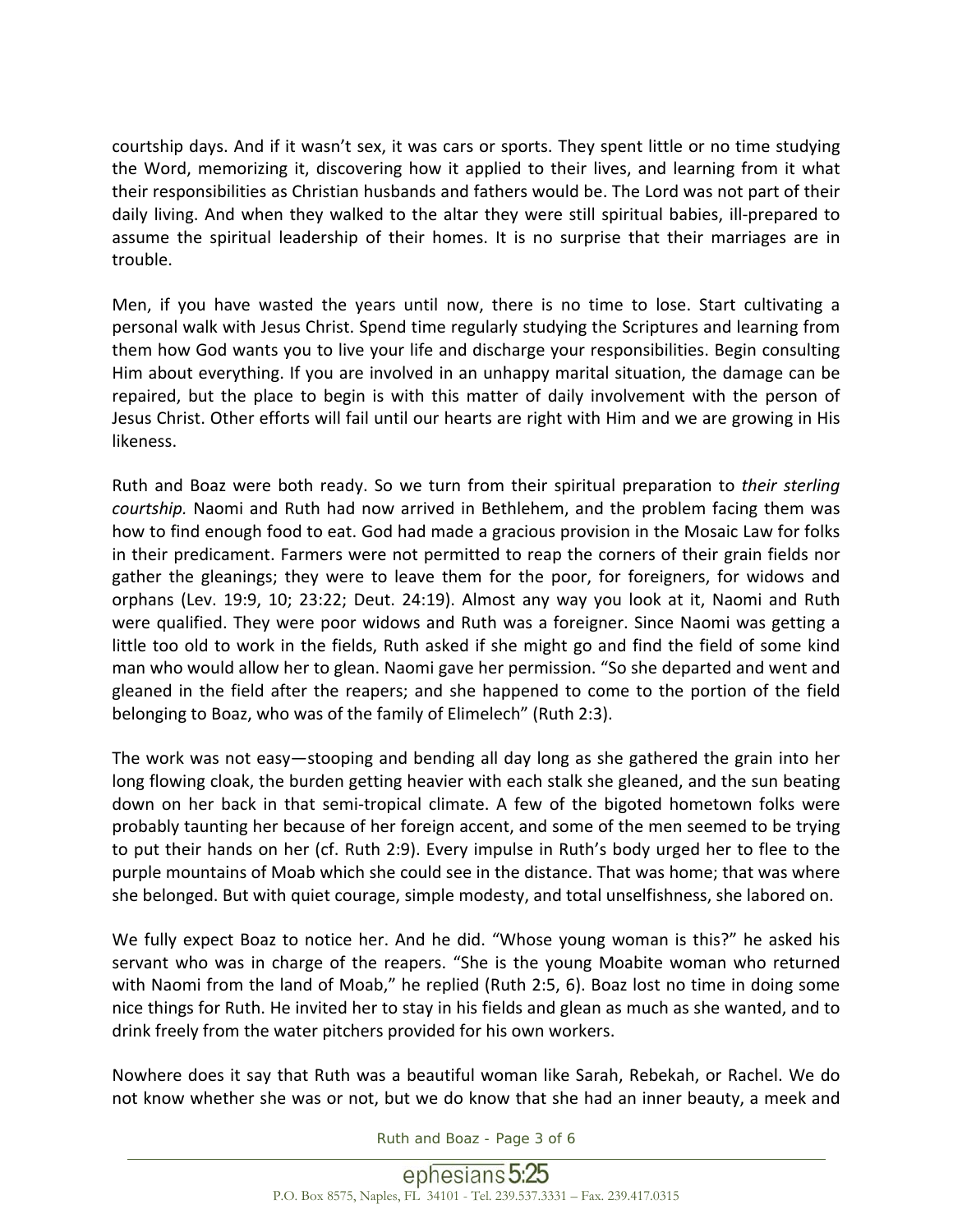courtship days. And if it wasn't sex, it was cars or sports. They spent little or no time studying the Word, memorizing it, discovering how it applied to their lives, and learning from it what their responsibilities as Christian husbands and fathers would be. The Lord was not part of their daily living. And when they walked to the altar they were still spiritual babies, ill-prepared to assume the spiritual leadership of their homes. It is no surprise that their marriages are in trouble.

Men, if you have wasted the years until now, there is no time to lose. Start cultivating a personal walk with Jesus Christ. Spend time regularly studying the Scriptures and learning from them how God wants you to live your life and discharge your responsibilities. Begin consulting Him about everything. If you are involved in an unhappy marital situation, the damage can be repaired, but the place to begin is with this matter of daily involvement with the person of Jesus Christ. Other efforts will fail until our hearts are right with Him and we are growing in His likeness.

Ruth and Boaz were both ready. So we turn from their spiritual preparation to *their sterling courtship.* Naomi and Ruth had now arrived in Bethlehem, and the problem facing them was how to find enough food to eat. God had made a gracious provision in the Mosaic Law for folks in their predicament. Farmers were not permitted to reap the corners of their grain fields nor gather the gleanings; they were to leave them for the poor, for foreigners, for widows and orphans (Lev. 19:9, 10; 23:22; Deut. 24:19). Almost any way you look at it, Naomi and Ruth were qualified. They were poor widows and Ruth was a foreigner. Since Naomi was getting a little too old to work in the fields, Ruth asked if she might go and find the field of some kind man who would allow her to glean. Naomi gave her permission. "So she departed and went and gleaned in the field after the reapers; and she happened to come to the portion of the field belonging to Boaz, who was of the family of Elimelech" (Ruth 2:3).

The work was not easy—stooping and bending all day long as she gathered the grain into her long flowing cloak, the burden getting heavier with each stalk she gleaned, and the sun beating down on her back in that semi-tropical climate. A few of the bigoted hometown folks were probably taunting her because of her foreign accent, and some of the men seemed to be trying to put their hands on her (cf. Ruth 2:9). Every impulse in Ruth's body urged her to flee to the purple mountains of Moab which she could see in the distance. That was home; that was where she belonged. But with quiet courage, simple modesty, and total unselfishness, she labored on.

We fully expect Boaz to notice her. And he did. "Whose young woman is this?" he asked his servant who was in charge of the reapers. "She is the young Moabite woman who returned with Naomi from the land of Moab," he replied (Ruth 2:5, 6). Boaz lost no time in doing some nice things for Ruth. He invited her to stay in his fields and glean as much as she wanted, and to drink freely from the water pitchers provided for his own workers.

Nowhere does it say that Ruth was a beautiful woman like Sarah, Rebekah, or Rachel. We do not know whether she was or not, but we do know that she had an inner beauty, a meek and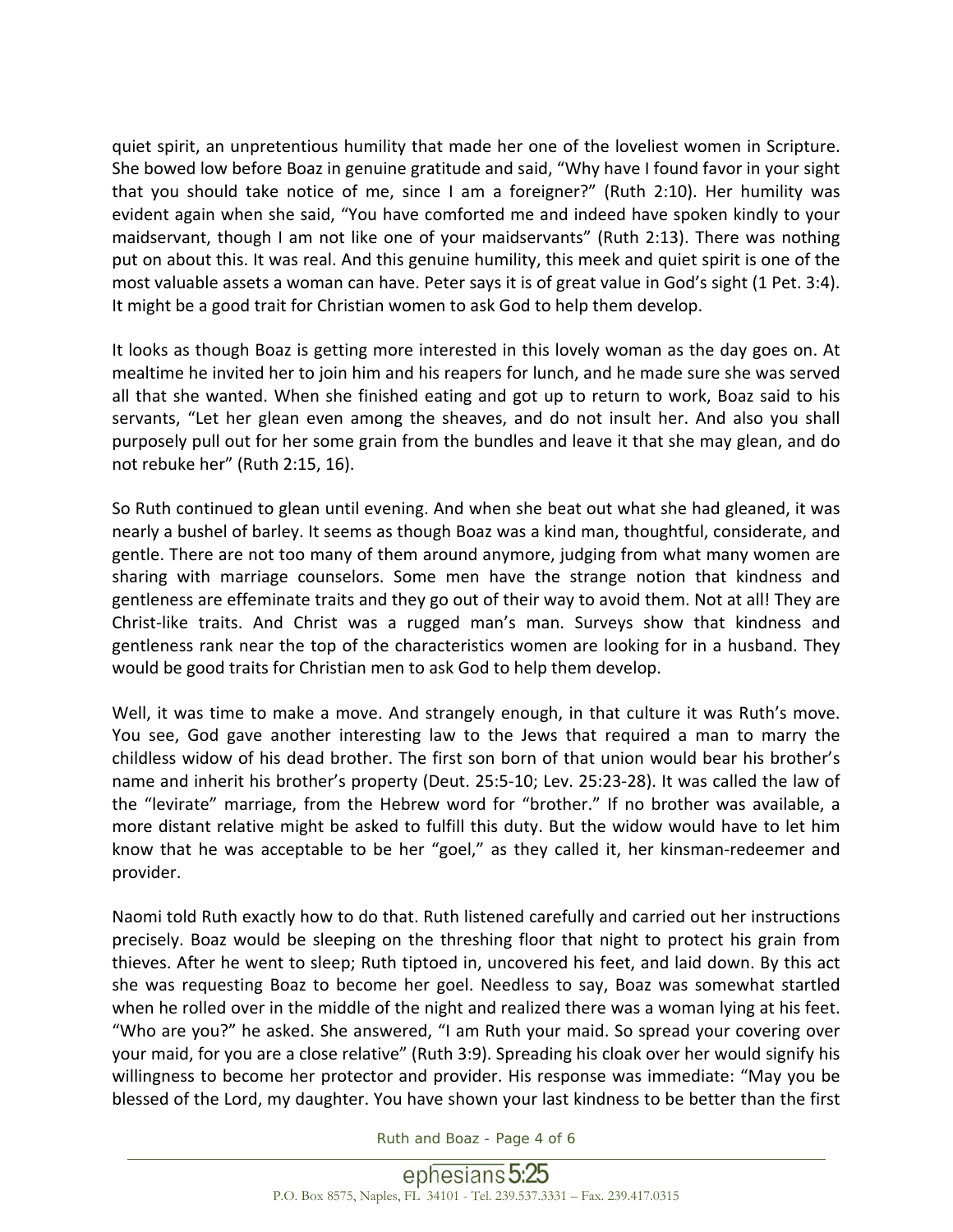quiet spirit, an unpretentious humility that made her one of the loveliest women in Scripture. She bowed low before Boaz in genuine gratitude and said, "Why have I found favor in your sight that you should take notice of me, since I am a foreigner?" (Ruth 2:10). Her humility was evident again when she said, "You have comforted me and indeed have spoken kindly to your maidservant, though I am not like one of your maidservants" (Ruth 2:13). There was nothing put on about this. It was real. And this genuine humility, this meek and quiet spirit is one of the most valuable assets a woman can have. Peter says it is of great value in God's sight (1 Pet. 3:4). It might be a good trait for Christian women to ask God to help them develop.

It looks as though Boaz is getting more interested in this lovely woman as the day goes on. At mealtime he invited her to join him and his reapers for lunch, and he made sure she was served all that she wanted. When she finished eating and got up to return to work, Boaz said to his servants, "Let her glean even among the sheaves, and do not insult her. And also you shall purposely pull out for her some grain from the bundles and leave it that she may glean, and do not rebuke her" (Ruth 2:15, 16).

So Ruth continued to glean until evening. And when she beat out what she had gleaned, it was nearly a bushel of barley. It seems as though Boaz was a kind man, thoughtful, considerate, and gentle. There are not too many of them around anymore, judging from what many women are sharing with marriage counselors. Some men have the strange notion that kindness and gentleness are effeminate traits and they go out of their way to avoid them. Not at all! They are Christ-like traits. And Christ was a rugged man's man. Surveys show that kindness and gentleness rank near the top of the characteristics women are looking for in a husband. They would be good traits for Christian men to ask God to help them develop.

Well, it was time to make a move. And strangely enough, in that culture it was Ruth's move. You see, God gave another interesting law to the Jews that required a man to marry the childless widow of his dead brother. The first son born of that union would bear his brother's name and inherit his brother's property (Deut. 25:5-10; Lev. 25:23-28). It was called the law of the "levirate" marriage, from the Hebrew word for "brother." If no brother was available, a more distant relative might be asked to fulfill this duty. But the widow would have to let him know that he was acceptable to be her "goel," as they called it, her kinsman-redeemer and provider.

Naomi told Ruth exactly how to do that. Ruth listened carefully and carried out her instructions precisely. Boaz would be sleeping on the threshing floor that night to protect his grain from thieves. After he went to sleep; Ruth tiptoed in, uncovered his feet, and laid down. By this act she was requesting Boaz to become her goel. Needless to say, Boaz was somewhat startled when he rolled over in the middle of the night and realized there was a woman lying at his feet. "Who are you?" he asked. She answered, "I am Ruth your maid. So spread your covering over your maid, for you are a close relative" (Ruth 3:9). Spreading his cloak over her would signify his willingness to become her protector and provider. His response was immediate: "May you be blessed of the Lord, my daughter. You have shown your last kindness to be better than the first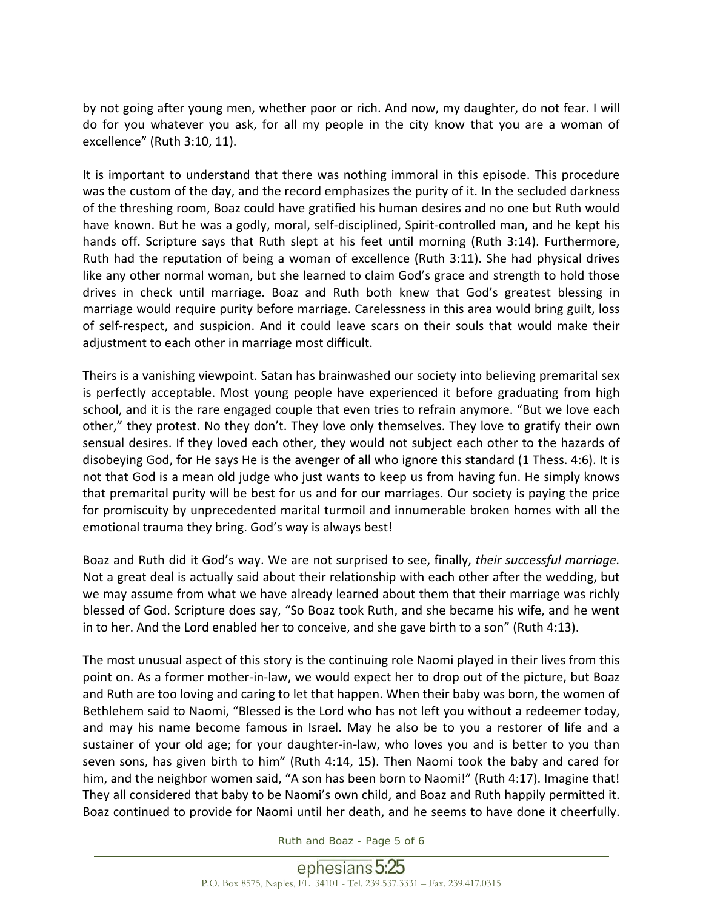by not going after young men, whether poor or rich. And now, my daughter, do not fear. I will do for you whatever you ask, for all my people in the city know that you are a woman of excellence" (Ruth 3:10, 11).

It is important to understand that there was nothing immoral in this episode. This procedure was the custom of the day, and the record emphasizes the purity of it. In the secluded darkness of the threshing room, Boaz could have gratified his human desires and no one but Ruth would have known. But he was a godly, moral, self-disciplined, Spirit-controlled man, and he kept his hands off. Scripture says that Ruth slept at his feet until morning (Ruth 3:14). Furthermore, Ruth had the reputation of being a woman of excellence (Ruth 3:11). She had physical drives like any other normal woman, but she learned to claim God's grace and strength to hold those drives in check until marriage. Boaz and Ruth both knew that God's greatest blessing in marriage would require purity before marriage. Carelessness in this area would bring guilt, loss of self-respect, and suspicion. And it could leave scars on their souls that would make their adjustment to each other in marriage most difficult.

Theirs is a vanishing viewpoint. Satan has brainwashed our society into believing premarital sex is perfectly acceptable. Most young people have experienced it before graduating from high school, and it is the rare engaged couple that even tries to refrain anymore. "But we love each other," they protest. No they don't. They love only themselves. They love to gratify their own sensual desires. If they loved each other, they would not subject each other to the hazards of disobeying God, for He says He is the avenger of all who ignore this standard (1 Thess. 4:6). It is not that God is a mean old judge who just wants to keep us from having fun. He simply knows that premarital purity will be best for us and for our marriages. Our society is paying the price for promiscuity by unprecedented marital turmoil and innumerable broken homes with all the emotional trauma they bring. God's way is always best!

Boaz and Ruth did it God's way. We are not surprised to see, finally, *their successful marriage.* Not a great deal is actually said about their relationship with each other after the wedding, but we may assume from what we have already learned about them that their marriage was richly blessed of God. Scripture does say, "So Boaz took Ruth, and she became his wife, and he went in to her. And the Lord enabled her to conceive, and she gave birth to a son" (Ruth 4:13).

The most unusual aspect of this story is the continuing role Naomi played in their lives from this point on. As a former mother-in-law, we would expect her to drop out of the picture, but Boaz and Ruth are too loving and caring to let that happen. When their baby was born, the women of Bethlehem said to Naomi, "Blessed is the Lord who has not left you without a redeemer today, and may his name become famous in Israel. May he also be to you a restorer of life and a sustainer of your old age; for your daughter-in-law, who loves you and is better to you than seven sons, has given birth to him" (Ruth 4:14, 15). Then Naomi took the baby and cared for him, and the neighbor women said, "A son has been born to Naomi!" (Ruth 4:17). Imagine that! They all considered that baby to be Naomi's own child, and Boaz and Ruth happily permitted it. Boaz continued to provide for Naomi until her death, and he seems to have done it cheerfully.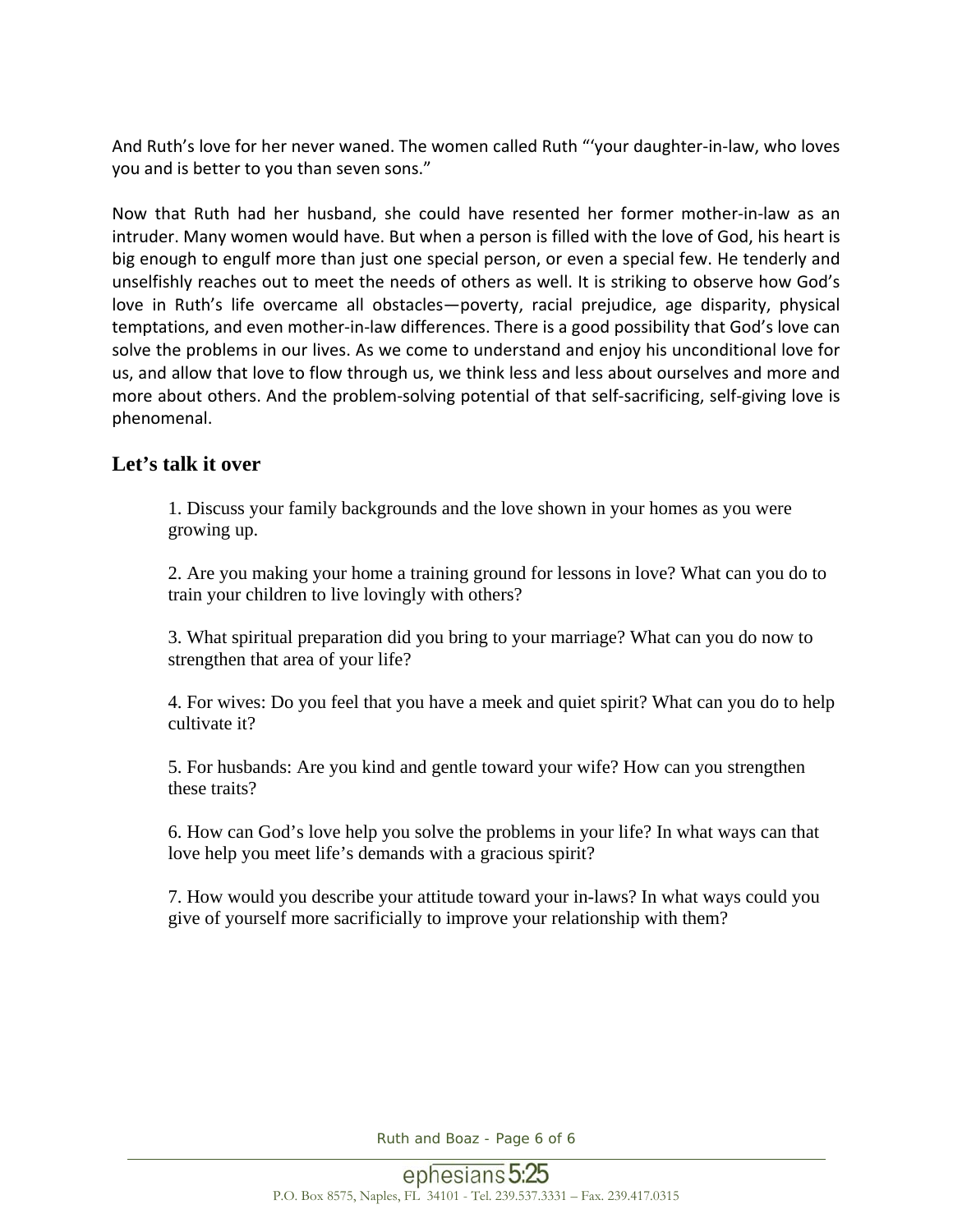And Ruth's love for her never waned. The women called Ruth "'your daughter-in-law, who loves you and is better to you than seven sons."

Now that Ruth had her husband, she could have resented her former mother-in-law as an intruder. Many women would have. But when a person is filled with the love of God, his heart is big enough to engulf more than just one special person, or even a special few. He tenderly and unselfishly reaches out to meet the needs of others as well. It is striking to observe how God's love in Ruth's life overcame all obstacles—poverty, racial prejudice, age disparity, physical temptations, and even mother-in-law differences. There is a good possibility that God's love can solve the problems in our lives. As we come to understand and enjoy his unconditional love for us, and allow that love to flow through us, we think less and less about ourselves and more and more about others. And the problem-solving potential of that self-sacrificing, self-giving love is phenomenal.

## Let's talk it over

1. Discuss your family backgrounds and the love shown in your homes as you were growing up.

2. Are you making your home a training ground for lessons in love? What can you do to train your children to live lovingly with others?

3. What spiritual preparation did you bring to your marriage? What can you do now to strengthen that area of your life?

4. For wives: Do you feel that you have a meek and quiet spirit? What can you do to help cultivate it?

5. For husbands: Are you kind and gentle toward your wife? How can you strengthen these traits?

6. How can God's love help you solve the problems in your life? In what ways can that love help you meet life's demands with a gracious spirit?

7. How would you describe your attitude toward your in-laws? In what ways could you give of yourself more sacrificially to improve your relationship with them?